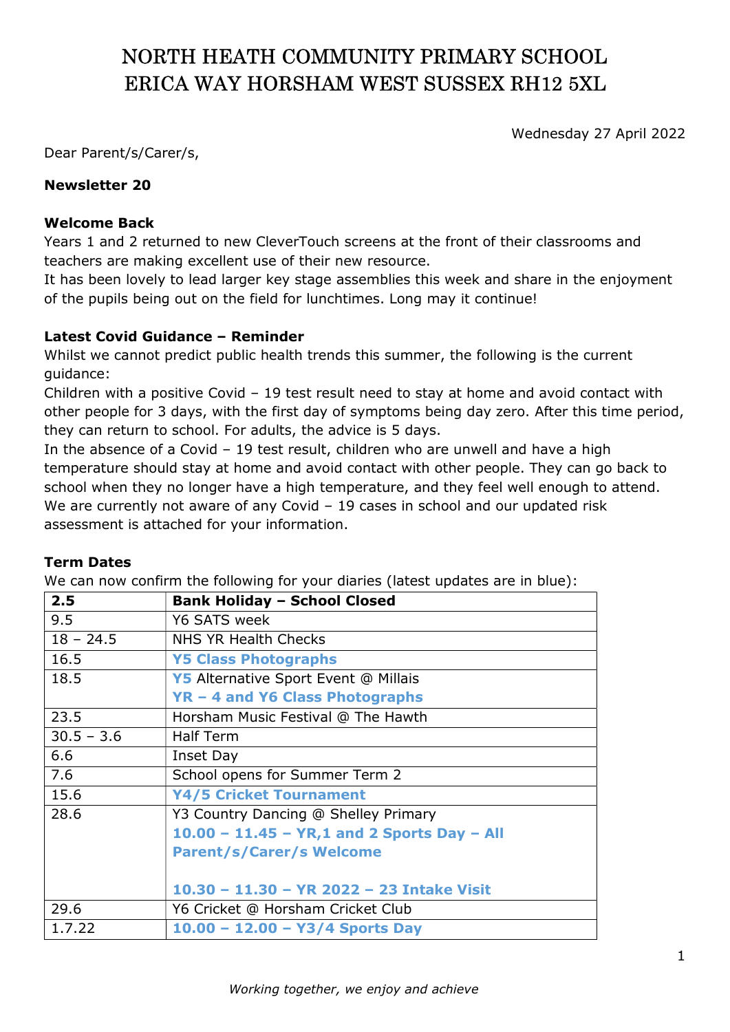# NORTH HEATH COMMUNITY PRIMARY SCHOOL
# ERICA WAY HORSHAM WEST SUSSEX RH12 5XL

Wednesday 27 April 2022

Dear Parent/s/Carer/s,

**Newsletter 20**

**Welcome Back**

Years 1 and 2 returned to new CleverTouch screens at the front of their classrooms and teachers are making excellent use of their new resource.

It has been lovely to lead larger key stage assemblies this week and share in the enjoyment of the pupils being out on the field for lunchtimes. Long may it continue!

**Latest Covid Guidance – Reminder**

Whilst we cannot predict public health trends this summer, the following is the current guidance:

Children with a positive Covid – 19 test result need to stay at home and avoid contact with other people for 3 days, with the first day of symptoms being day zero. After this time period, they can return to school. For adults, the advice is 5 days.

In the absence of a Covid – 19 test result, children who are unwell and have a high temperature should stay at home and avoid contact with other people. They can go back to school when they no longer have a high temperature, and they feel well enough to attend.

We are currently not aware of any Covid – 19 cases in school and our updated risk assessment is attached for your information.

**Term Dates**

We can now confirm the following for your diaries (latest updates are in blue):

| **2.5** | **Bank Holiday – School Closed** |
|---|---|
| 9.5 | Y6 SATS week |
| 18 – 24.5 | NHS YR Health Checks |
| 16.5 | **Y5 Class Photographs** |
| 18.5 | **Y5** Alternative Sport Event @ Millais<br>**YR – 4 and Y6 Class Photographs** |
| 23.5 | Horsham Music Festival @ The Hawth |
| 30.5 – 3.6 | Half Term |
| 6.6 | Inset Day |
| 7.6 | School opens for Summer Term 2 |
| 15.6 | **Y4/5 Cricket Tournament** |
| 28.6 | Y3 Country Dancing @ Shelley Primary<br>**10.00 – 11.45 – YR,1 and 2 Sports Day – All Parent/s/Carer/s Welcome**<br><br>**10.30 – 11.30 – YR 2022 – 23 Intake Visit** |
| 29.6 | Y6 Cricket @ Horsham Cricket Club |
| 1.7.22 | **10.00 – 12.00 – Y3/4 Sports Day** |

*Working together, we enjoy and achieve*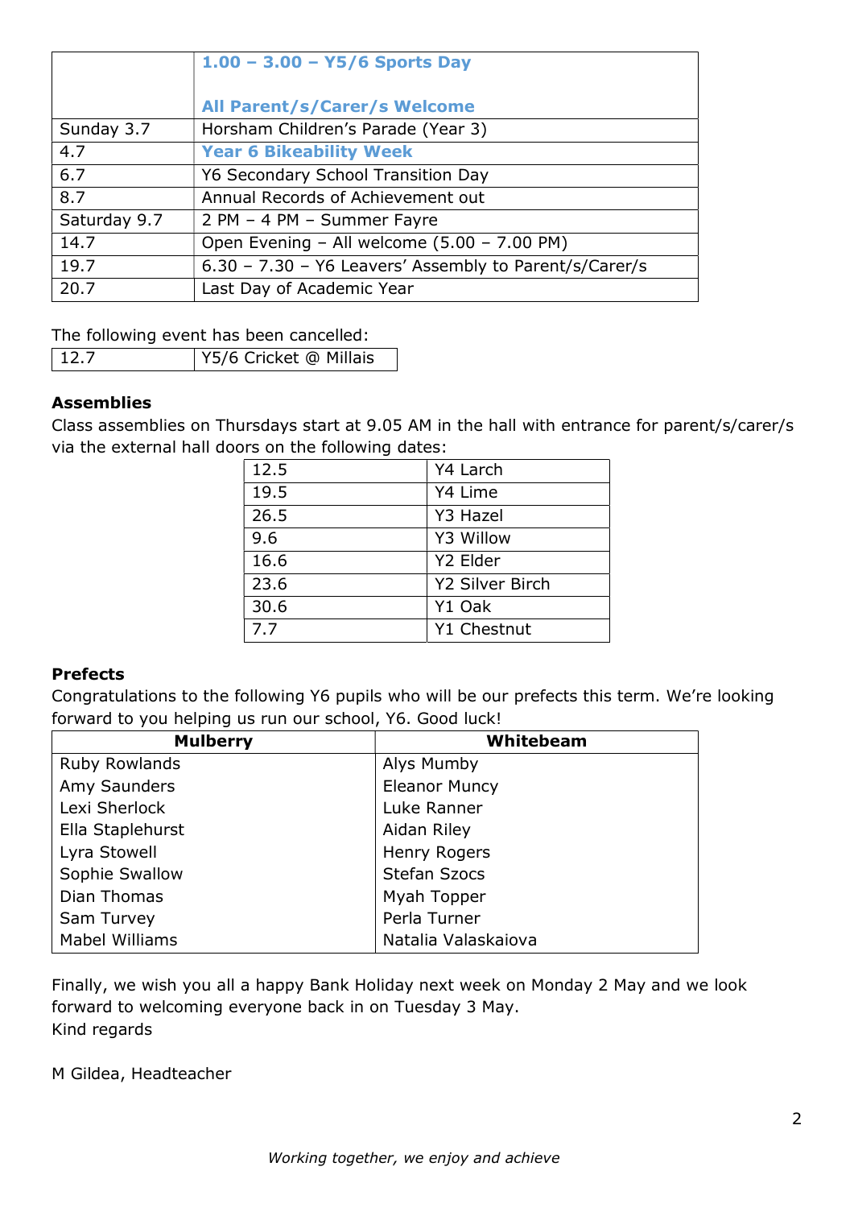| | |
|---|---|
| | **1.00 – 3.00 – Y5/6 Sports Day**<br><br>**All Parent/s/Carer/s Welcome** |
| Sunday 3.7 | Horsham Children's Parade (Year 3) |
| 4.7 | **Year 6 Bikeability Week** |
| 6.7 | Y6 Secondary School Transition Day |
| 8.7 | Annual Records of Achievement out |
| Saturday 9.7 | 2 PM – 4 PM – Summer Fayre |
| 14.7 | Open Evening – All welcome (5.00 – 7.00 PM) |
| 19.7 | 6.30 – 7.30 – Y6 Leavers' Assembly to Parent/s/Carer/s |
| 20.7 | Last Day of Academic Year |

The following event has been cancelled:

| | |
|---|---|
| 12.7 | Y5/6 Cricket @ Millais |

**Assemblies**

Class assemblies on Thursdays start at 9.05 AM in the hall with entrance for parent/s/carer/s via the external hall doors on the following dates:

| | |
|---|---|
| 12.5 | Y4 Larch |
| 19.5 | Y4 Lime |
| 26.5 | Y3 Hazel |
| 9.6 | Y3 Willow |
| 16.6 | Y2 Elder |
| 23.6 | Y2 Silver Birch |
| 30.6 | Y1 Oak |
| 7.7 | Y1 Chestnut |

**Prefects**

Congratulations to the following Y6 pupils who will be our prefects this term. We're looking forward to you helping us run our school, Y6. Good luck!

| Mulberry | Whitebeam |
|---|---|
| Ruby Rowlands | Alys Mumby |
| Amy Saunders | Eleanor Muncy |
| Lexi Sherlock | Luke Ranner |
| Ella Staplehurst | Aidan Riley |
| Lyra Stowell | Henry Rogers |
| Sophie Swallow | Stefan Szocs |
| Dian Thomas | Myah Topper |
| Sam Turvey | Perla Turner |
| Mabel Williams | Natalia Valaskaiova |

Finally, we wish you all a happy Bank Holiday next week on Monday 2 May and we look forward to welcoming everyone back in on Tuesday 3 May.

Kind regards

M Gildea, Headteacher

*Working together, we enjoy and achieve*